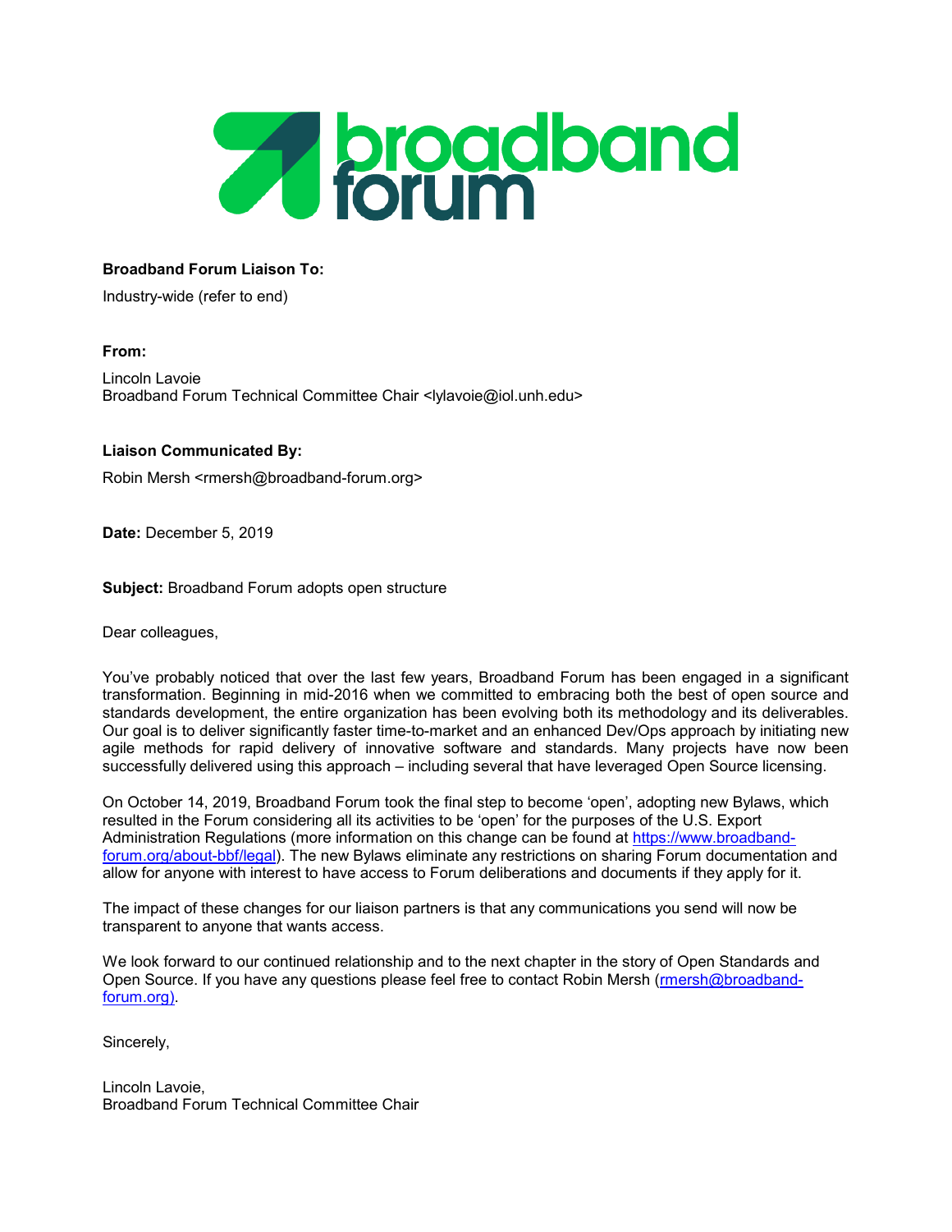**Broadband Forum Liaison To:**

Industry-wide (refer to end)

**From:**

Lincoln Lavoie
Broadband Forum Technical Committee Chair <lylavoie@iol.unh.edu>

**Liaison Communicated By:**

Robin Mersh <rmersh@broadband-forum.org>

**Date:** December 5, 2019

**Subject:** Broadband Forum adopts open structure

Dear colleagues,

You've probably noticed that over the last few years, Broadband Forum has been engaged in a significant transformation. Beginning in mid-2016 when we committed to embracing both the best of open source and standards development, the entire organization has been evolving both its methodology and its deliverables. Our goal is to deliver significantly faster time-to-market and an enhanced Dev/Ops approach by initiating new agile methods for rapid delivery of innovative software and standards. Many projects have now been successfully delivered using this approach – including several that have leveraged Open Source licensing.

On October 14, 2019, Broadband Forum took the final step to become 'open', adopting new Bylaws, which resulted in the Forum considering all its activities to be 'open' for the purposes of the U.S. Export Administration Regulations (more information on this change can be found at [https://www.broadband-forum.org/about-bbf/legal](https://www.broadband-forum.org/about-bbf/legal)). The new Bylaws eliminate any restrictions on sharing Forum documentation and allow for anyone with interest to have access to Forum deliberations and documents if they apply for it.

The impact of these changes for our liaison partners is that any communications you send will now be transparent to anyone that wants access.

We look forward to our continued relationship and to the next chapter in the story of Open Standards and Open Source. If you have any questions please feel free to contact Robin Mersh ([rmersh@broadband-forum.org)](mailto:rmersh@broadband-forum.org).

Sincerely,

Lincoln Lavoie,
Broadband Forum Technical Committee Chair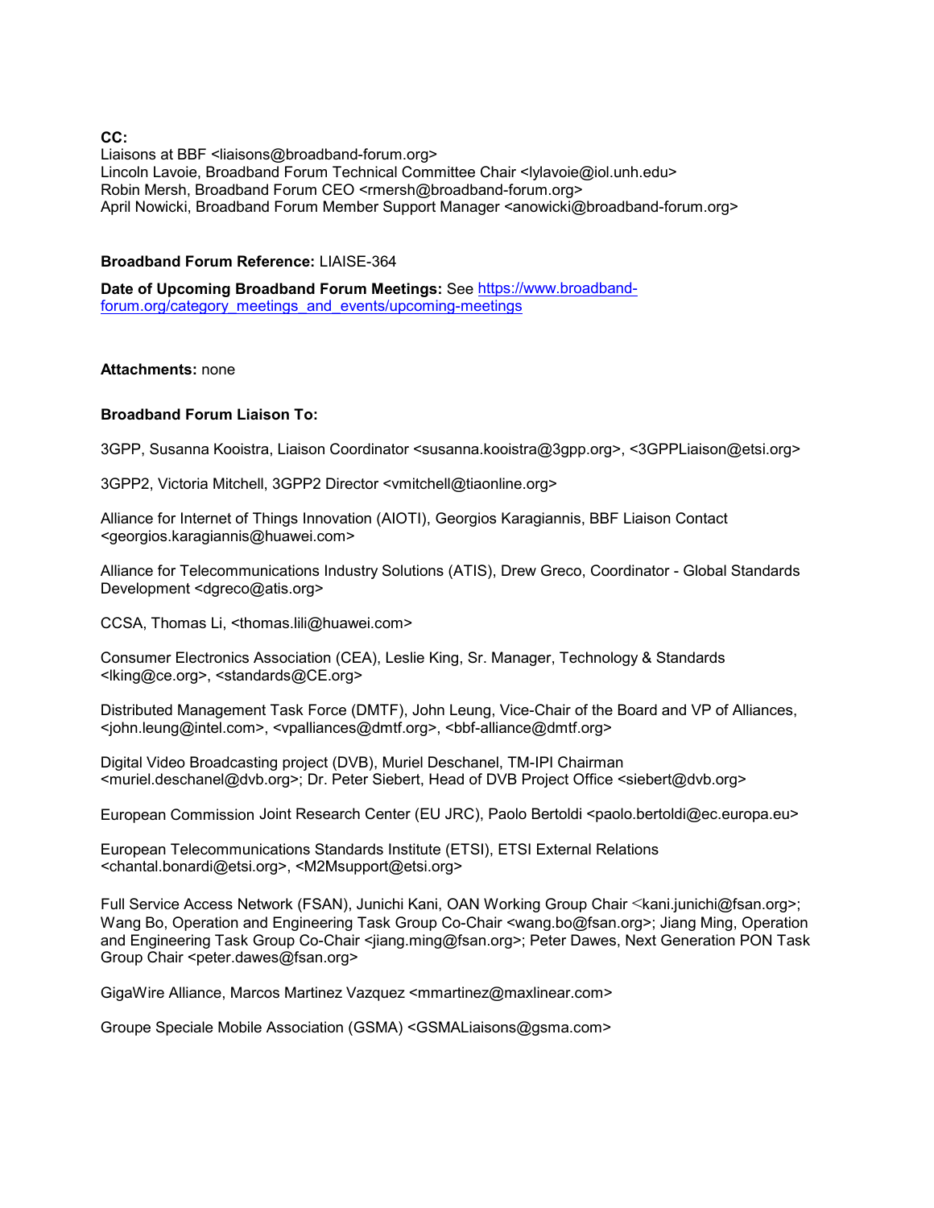**CC:**
Liaisons at BBF <liaisons@broadband-forum.org>
Lincoln Lavoie, Broadband Forum Technical Committee Chair <lylavoie@iol.unh.edu>
Robin Mersh, Broadband Forum CEO <rmersh@broadband-forum.org>
April Nowicki, Broadband Forum Member Support Manager <anowicki@broadband-forum.org>

**Broadband Forum Reference:** LIAISE-364

**Date of Upcoming Broadband Forum Meetings:** See [https://www.broadband-forum.org/category_meetings_and_events/upcoming-meetings](https://www.broadband-forum.org/category_meetings_and_events/upcoming-meetings)

**Attachments:** none

**Broadband Forum Liaison To:**

3GPP, Susanna Kooistra, Liaison Coordinator <susanna.kooistra@3gpp.org>, <3GPPLiaison@etsi.org>

3GPP2, Victoria Mitchell, 3GPP2 Director <vmitchell@tiaonline.org>

Alliance for Internet of Things Innovation (AIOTI), Georgios Karagiannis, BBF Liaison Contact <georgios.karagiannis@huawei.com>

Alliance for Telecommunications Industry Solutions (ATIS), Drew Greco, Coordinator - Global Standards Development <dgreco@atis.org>

CCSA, Thomas Li, <thomas.lili@huawei.com>

Consumer Electronics Association (CEA), Leslie King, Sr. Manager, Technology & Standards <lking@ce.org>, <standards@CE.org>

Distributed Management Task Force (DMTF), John Leung, Vice-Chair of the Board and VP of Alliances, <john.leung@intel.com>, <vpalliances@dmtf.org>, <bbf-alliance@dmtf.org>

Digital Video Broadcasting project (DVB), Muriel Deschanel, TM-IPI Chairman <muriel.deschanel@dvb.org>; Dr. Peter Siebert, Head of DVB Project Office <siebert@dvb.org>

European Commission Joint Research Center (EU JRC), Paolo Bertoldi <paolo.bertoldi@ec.europa.eu>

European Telecommunications Standards Institute (ETSI), ETSI External Relations <chantal.bonardi@etsi.org>, <M2Msupport@etsi.org>

Full Service Access Network (FSAN), Junichi Kani, OAN Working Group Chair <kani.junichi@fsan.org>; Wang Bo, Operation and Engineering Task Group Co-Chair <wang.bo@fsan.org>; Jiang Ming, Operation and Engineering Task Group Co-Chair <jiang.ming@fsan.org>; Peter Dawes, Next Generation PON Task Group Chair <peter.dawes@fsan.org>

GigaWire Alliance, Marcos Martinez Vazquez <mmartinez@maxlinear.com>

Groupe Speciale Mobile Association (GSMA) <GSMALiaisons@gsma.com>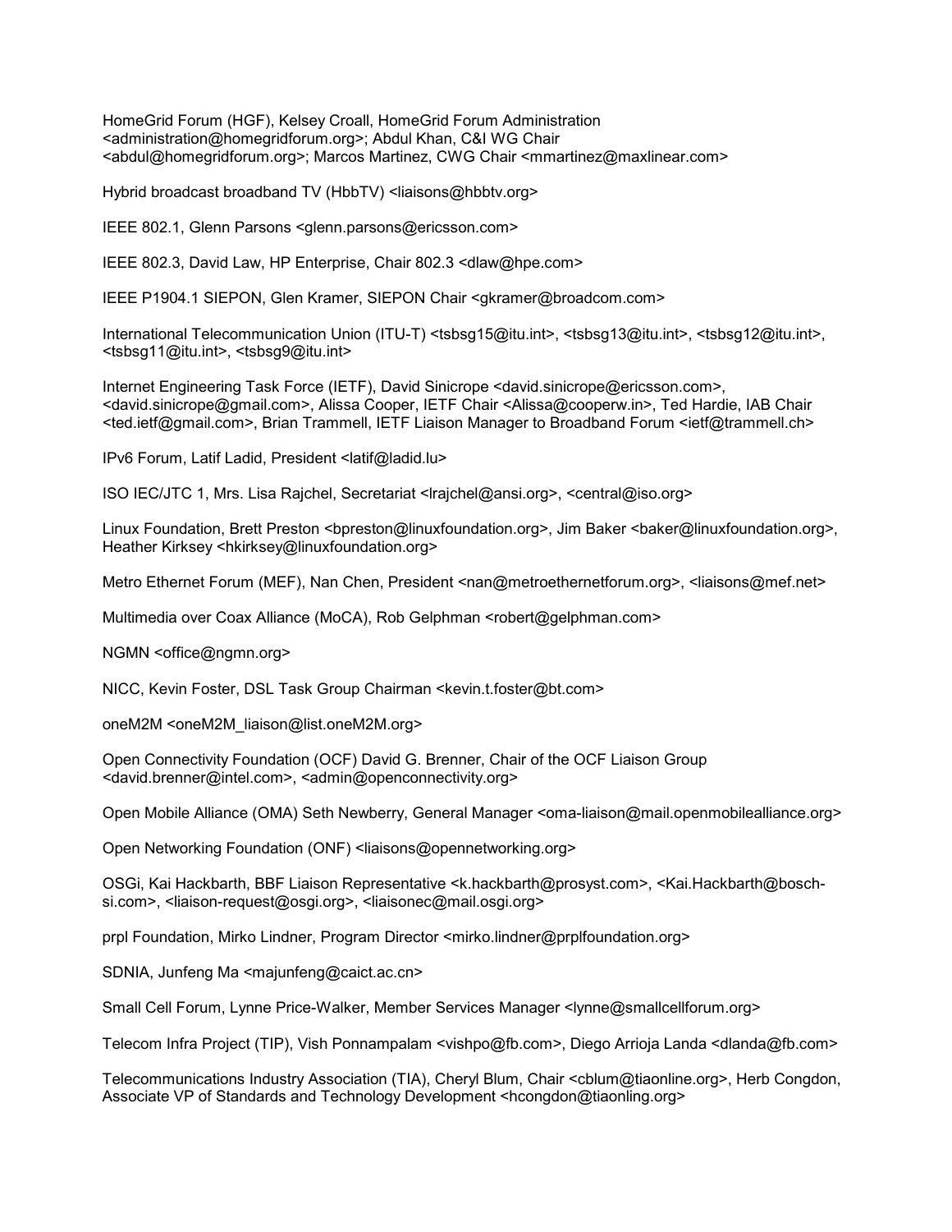HomeGrid Forum (HGF), Kelsey Croall, HomeGrid Forum Administration <administration@homegridforum.org>; Abdul Khan, C&I WG Chair <abdul@homegridforum.org>; Marcos Martinez, CWG Chair <mmartinez@maxlinear.com>

Hybrid broadcast broadband TV (HbbTV) <liaisons@hbbtv.org>

IEEE 802.1, Glenn Parsons <glenn.parsons@ericsson.com>

IEEE 802.3, David Law, HP Enterprise, Chair 802.3 <dlaw@hpe.com>

IEEE P1904.1 SIEPON, Glen Kramer, SIEPON Chair <gkramer@broadcom.com>

International Telecommunication Union (ITU-T) <tsbsg15@itu.int>, <tsbsg13@itu.int>, <tsbsg12@itu.int>, <tsbsg11@itu.int>, <tsbsg9@itu.int>

Internet Engineering Task Force (IETF), David Sinicrope <david.sinicrope@ericsson.com>, <david.sinicrope@gmail.com>, Alissa Cooper, IETF Chair <Alissa@cooperw.in>, Ted Hardie, IAB Chair <ted.ietf@gmail.com>, Brian Trammell, IETF Liaison Manager to Broadband Forum <ietf@trammell.ch>

IPv6 Forum, Latif Ladid, President <latif@ladid.lu>

ISO IEC/JTC 1, Mrs. Lisa Rajchel, Secretariat <lrajchel@ansi.org>, <central@iso.org>

Linux Foundation, Brett Preston <bpreston@linuxfoundation.org>, Jim Baker <baker@linuxfoundation.org>, Heather Kirksey <hkirksey@linuxfoundation.org>

Metro Ethernet Forum (MEF), Nan Chen, President <nan@metroethernetforum.org>, <liaisons@mef.net>

Multimedia over Coax Alliance (MoCA), Rob Gelphman <robert@gelphman.com>

NGMN <office@ngmn.org>

NICC, Kevin Foster, DSL Task Group Chairman <kevin.t.foster@bt.com>

oneM2M <oneM2M_liaison@list.oneM2M.org>

Open Connectivity Foundation (OCF) David G. Brenner, Chair of the OCF Liaison Group <david.brenner@intel.com>, <admin@openconnectivity.org>

Open Mobile Alliance (OMA) Seth Newberry, General Manager <oma-liaison@mail.openmobilealliance.org>

Open Networking Foundation (ONF) <liaisons@opennetworking.org>

OSGi, Kai Hackbarth, BBF Liaison Representative <k.hackbarth@prosyst.com>, <Kai.Hackbarth@bosch-si.com>, <liaison-request@osgi.org>, <liaisonec@mail.osgi.org>

prpl Foundation, Mirko Lindner, Program Director <mirko.lindner@prplfoundation.org>

SDNIA, Junfeng Ma <majunfeng@caict.ac.cn>

Small Cell Forum, Lynne Price-Walker, Member Services Manager <lynne@smallcellforum.org>

Telecom Infra Project (TIP), Vish Ponnampalam <vishpo@fb.com>, Diego Arrioja Landa <dlanda@fb.com>

Telecommunications Industry Association (TIA), Cheryl Blum, Chair <cblum@tiaonline.org>, Herb Congdon, Associate VP of Standards and Technology Development <hcongdon@tiaonling.org>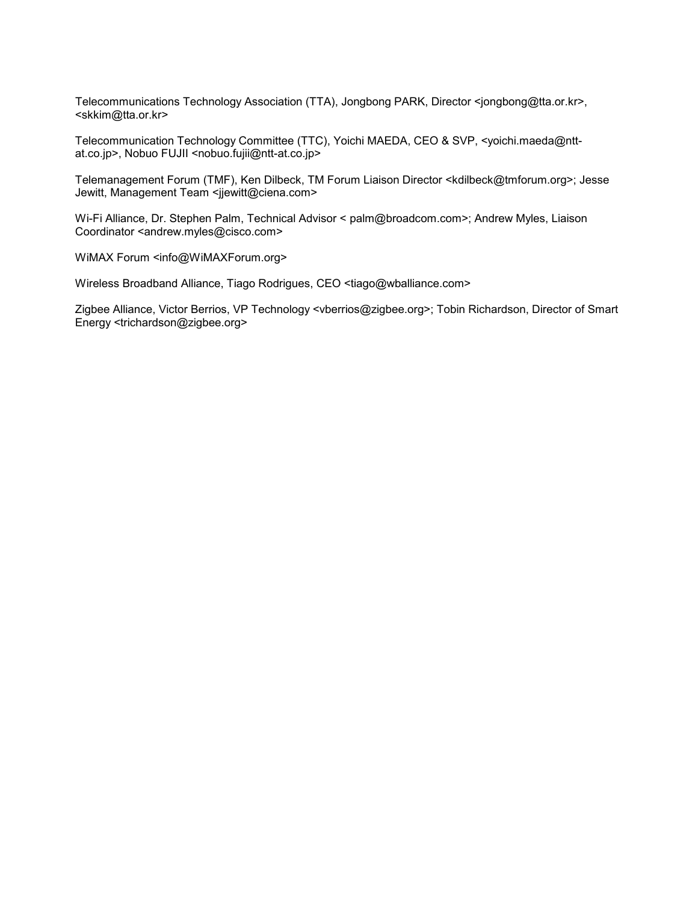Telecommunications Technology Association (TTA), Jongbong PARK, Director <jongbong@tta.or.kr>, <skkim@tta.or.kr>

Telecommunication Technology Committee (TTC), Yoichi MAEDA, CEO & SVP, <yoichi.maeda@ntt-at.co.jp>, Nobuo FUJII <nobuo.fujii@ntt-at.co.jp>

Telemanagement Forum (TMF), Ken Dilbeck, TM Forum Liaison Director <kdilbeck@tmforum.org>; Jesse Jewitt, Management Team <jjewitt@ciena.com>

Wi-Fi Alliance, Dr. Stephen Palm, Technical Advisor < palm@broadcom.com>; Andrew Myles, Liaison Coordinator <andrew.myles@cisco.com>

WiMAX Forum <info@WiMAXForum.org>

Wireless Broadband Alliance, Tiago Rodrigues, CEO <tiago@wballiance.com>

Zigbee Alliance, Victor Berrios, VP Technology <vberrios@zigbee.org>; Tobin Richardson, Director of Smart Energy <trichardson@zigbee.org>